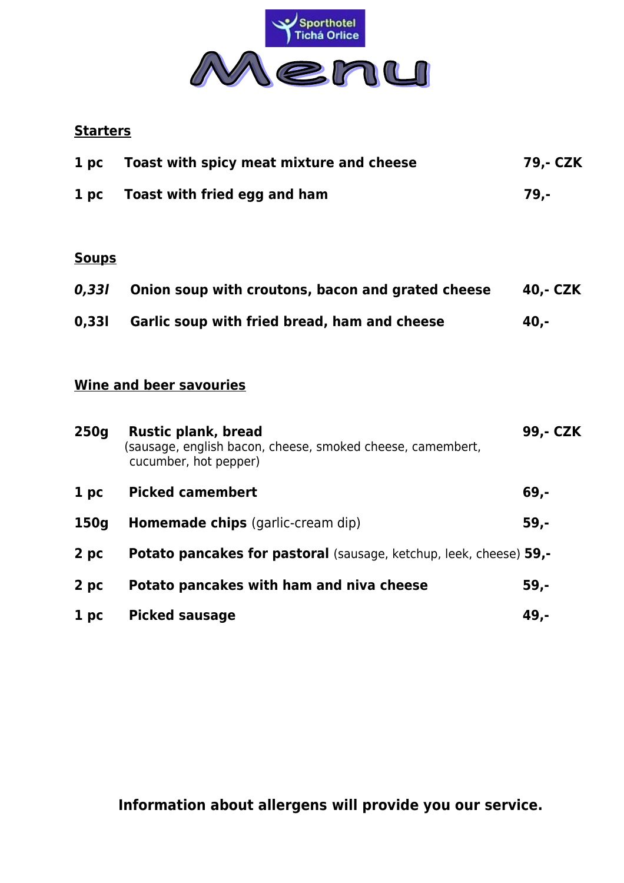Sporthotel Tichá Orlice

# Menu

## Starters

| | | |
|---|---|---|
| 1 pc | **Toast with spicy meat mixture and cheese** | **79,- CZK** |
| 1 pc | **Toast with fried egg and ham** | **79,-** |

## Soups

| | | |
|---|---|---|
| *0,33l* | **Onion soup with croutons, bacon and grated cheese** | **40,- CZK** |
| 0,33l | **Garlic soup with fried bread, ham and cheese** | **40,-** |

## Wine and beer savouries

| | | |
|---|---|---|
| 250g | **Rustic plank, bread** (sausage, english bacon, cheese, smoked cheese, camembert, cucumber, hot pepper) | **99,- CZK** |
| 1 pc | **Picked camembert** | **69,-** |
| 150g | **Homemade chips** (garlic-cream dip) | **59,-** |
| 2 pc | **Potato pancakes for pastoral** (sausage, ketchup, leek, cheese) | **59,-** |
| 2 pc | **Potato pancakes with ham and niva cheese** | **59,-** |
| 1 pc | **Picked sausage** | **49,-** |

**Information about allergens will provide you our service.**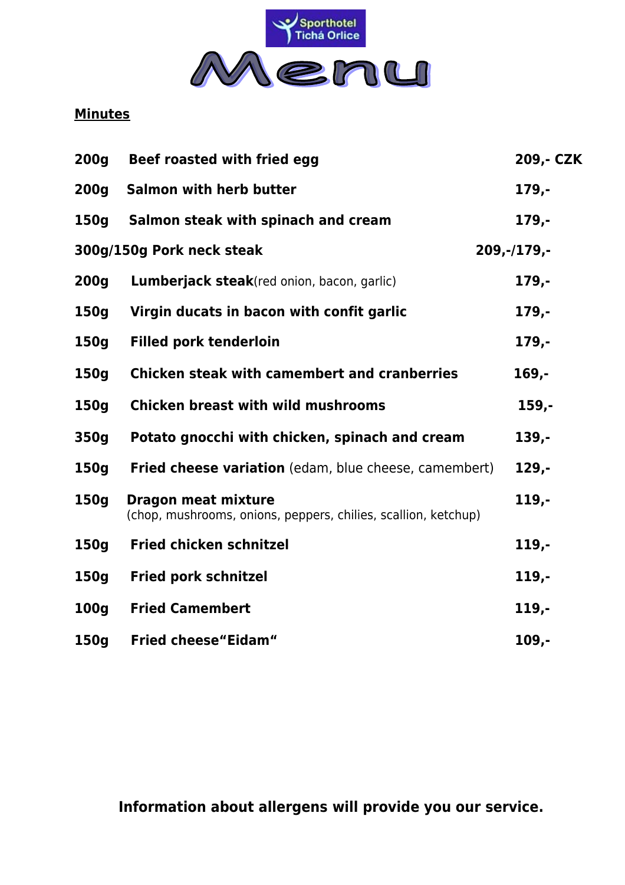Sporthotel Tichá Orlice

# Menu

## Minutes

| | | |
|---|---|---|
| 200g | **Beef roasted with fried egg** | 209,- CZK |
| 200g | **Salmon with herb butter** | 179,- |
| 150g | **Salmon steak with spinach and cream** | 179,- |
| 300g/150g | **Pork neck steak** | 209,-/179,- |
| 200g | **Lumberjack steak**(red onion, bacon, garlic) | 179,- |
| 150g | **Virgin ducats in bacon with confit garlic** | 179,- |
| 150g | **Filled pork tenderloin** | 179,- |
| 150g | **Chicken steak with camembert and cranberries** | 169,- |
| 150g | **Chicken breast with wild mushrooms** | 159,- |
| 350g | **Potato gnocchi with chicken, spinach and cream** | 139,- |
| 150g | **Fried cheese variation** (edam, blue cheese, camembert) | 129,- |
| 150g | **Dragon meat mixture** (chop, mushrooms, onions, peppers, chilies, scallion, ketchup) | 119,- |
| 150g | **Fried chicken schnitzel** | 119,- |
| 150g | **Fried pork schnitzel** | 119,- |
| 100g | **Fried Camembert** | 119,- |
| 150g | **Fried cheese"Eidam"** | 109,- |

**Information about allergens will provide you our service.**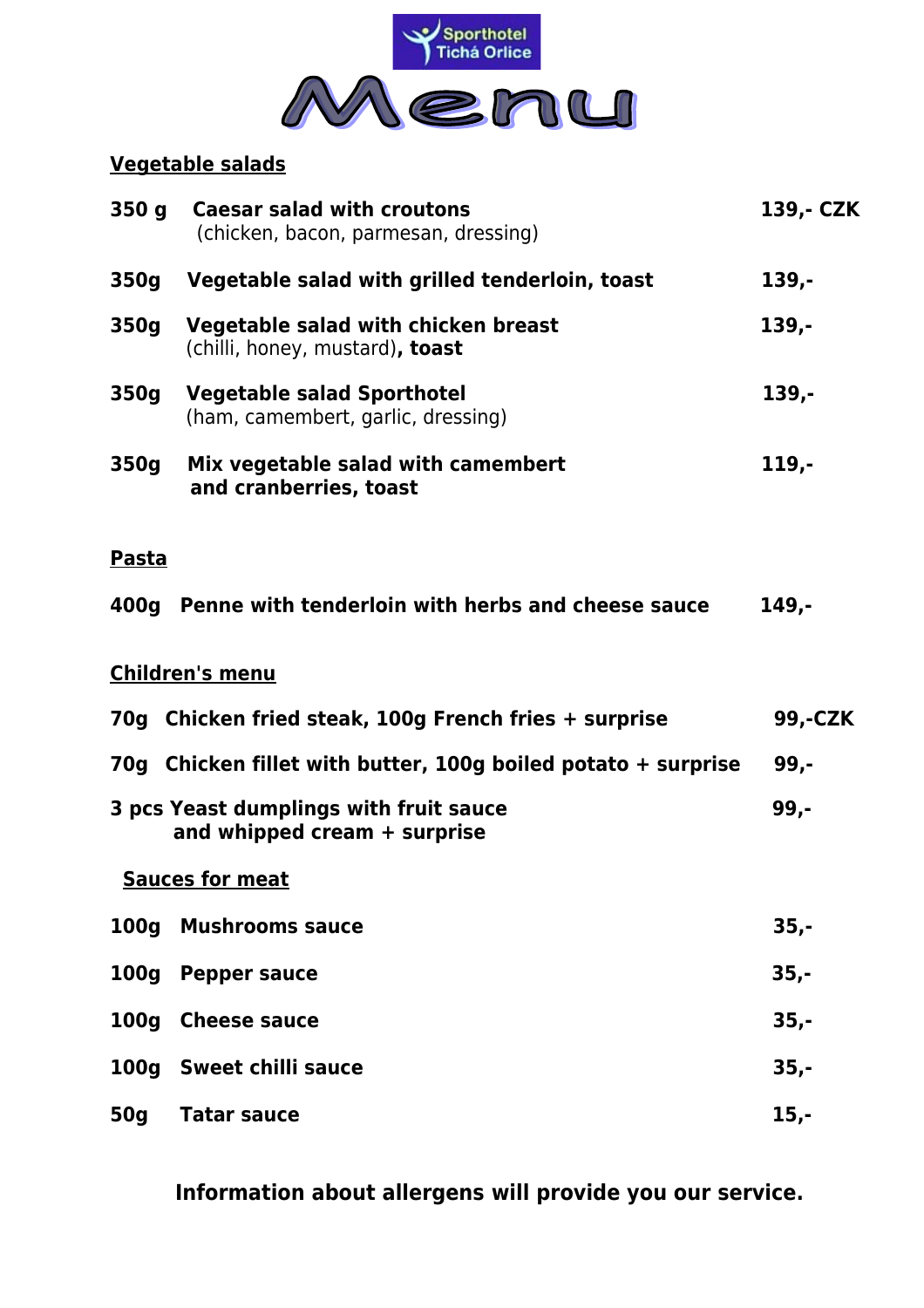Sporthotel Tichá Orlice

# Menu

## Vegetable salads

| | | |
|---|---|---|
| **350 g** | **Caesar salad with croutons** (chicken, bacon, parmesan, dressing) | **139,- CZK** |
| **350g** | **Vegetable salad with grilled tenderloin, toast** | **139,-** |
| **350g** | **Vegetable salad with chicken breast** (chilli, honey, mustard)**, toast** | **139,-** |
| **350g** | **Vegetable salad Sporthotel** (ham, camembert, garlic, dressing) | **139,-** |
| **350g** | **Mix vegetable salad with camembert and cranberries, toast** | **119,-** |

## Pasta

| | | |
|---|---|---|
| **400g** | **Penne with tenderloin with herbs and cheese sauce** | **149,-** |

## Children's menu

| | |
|---|---|
| **70g Chicken fried steak, 100g French fries + surprise** | **99,-CZK** |
| **70g Chicken fillet with butter, 100g boiled potato + surprise** | **99,-** |
| **3 pcs Yeast dumplings with fruit sauce and whipped cream + surprise** | **99,-** |

## Sauces for meat

| | | |
|---|---|---|
| **100g** | **Mushrooms sauce** | **35,-** |
| **100g** | **Pepper sauce** | **35,-** |
| **100g** | **Cheese sauce** | **35,-** |
| **100g** | **Sweet chilli sauce** | **35,-** |
| **50g** | **Tatar sauce** | **15,-** |

**Information about allergens will provide you our service.**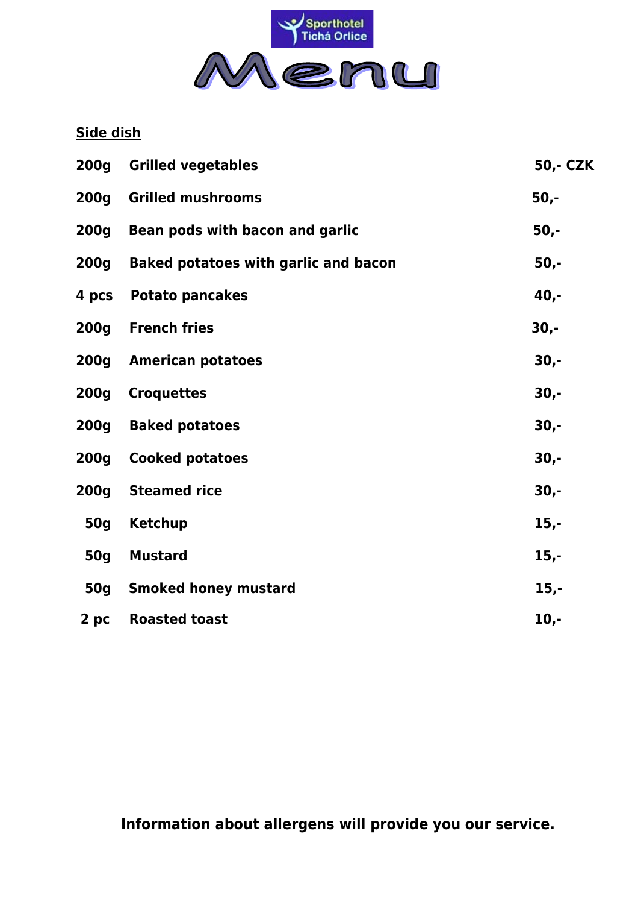Sporthotel Tichá Orlice

# Menu

**Side dish**

| | | |
|---|---|---|
| **200g** | **Grilled vegetables** | **50,- CZK** |
| **200g** | **Grilled mushrooms** | **50,-** |
| **200g** | **Bean pods with bacon and garlic** | **50,-** |
| **200g** | **Baked potatoes with garlic and bacon** | **50,-** |
| **4 pcs** | **Potato pancakes** | **40,-** |
| **200g** | **French fries** | **30,-** |
| **200g** | **American potatoes** | **30,-** |
| **200g** | **Croquettes** | **30,-** |
| **200g** | **Baked potatoes** | **30,-** |
| **200g** | **Cooked potatoes** | **30,-** |
| **200g** | **Steamed rice** | **30,-** |
| **50g** | **Ketchup** | **15,-** |
| **50g** | **Mustard** | **15,-** |
| **50g** | **Smoked honey mustard** | **15,-** |
| **2 pc** | **Roasted toast** | **10,-** |

**Information about allergens will provide you our service.**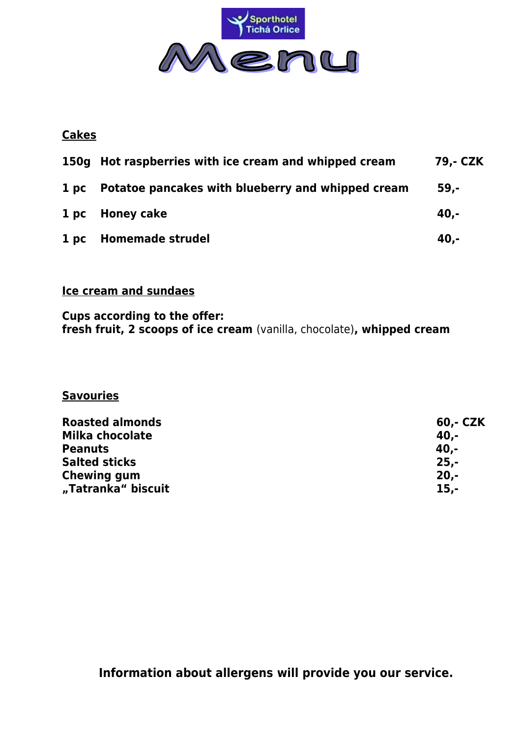Sporthotel Tichá Orlice

# Menu

## Cakes

| | | |
|---|---|---|
| 150g | Hot raspberries with ice cream and whipped cream | 79,- CZK |
| 1 pc | Potatoe pancakes with blueberry and whipped cream | 59,- |
| 1 pc | Honey cake | 40,- |
| 1 pc | Homemade strudel | 40,- |

## Ice cream and sundaes

**Cups according to the offer:**
**fresh fruit, 2 scoops of ice cream** (vanilla, chocolate)**, whipped cream**

## Savouries

| | |
|---|---|
| Roasted almonds | 60,- CZK |
| Milka chocolate | 40,- |
| Peanuts | 40,- |
| Salted sticks | 25,- |
| Chewing gum | 20,- |
| „Tatranka“ biscuit | 15,- |

**Information about allergens will provide you our service.**